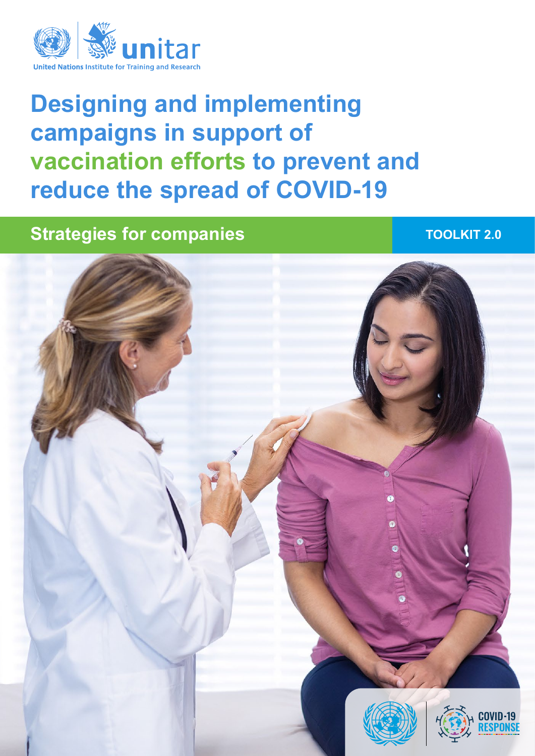unitar

United Nations Institute for Training and Research

# Designing and implementing campaigns in support of vaccination efforts to prevent and reduce the spread of COVID-19

## Strategies for companies

**TOOLKIT 2.0**

COVID-19 RESPONSE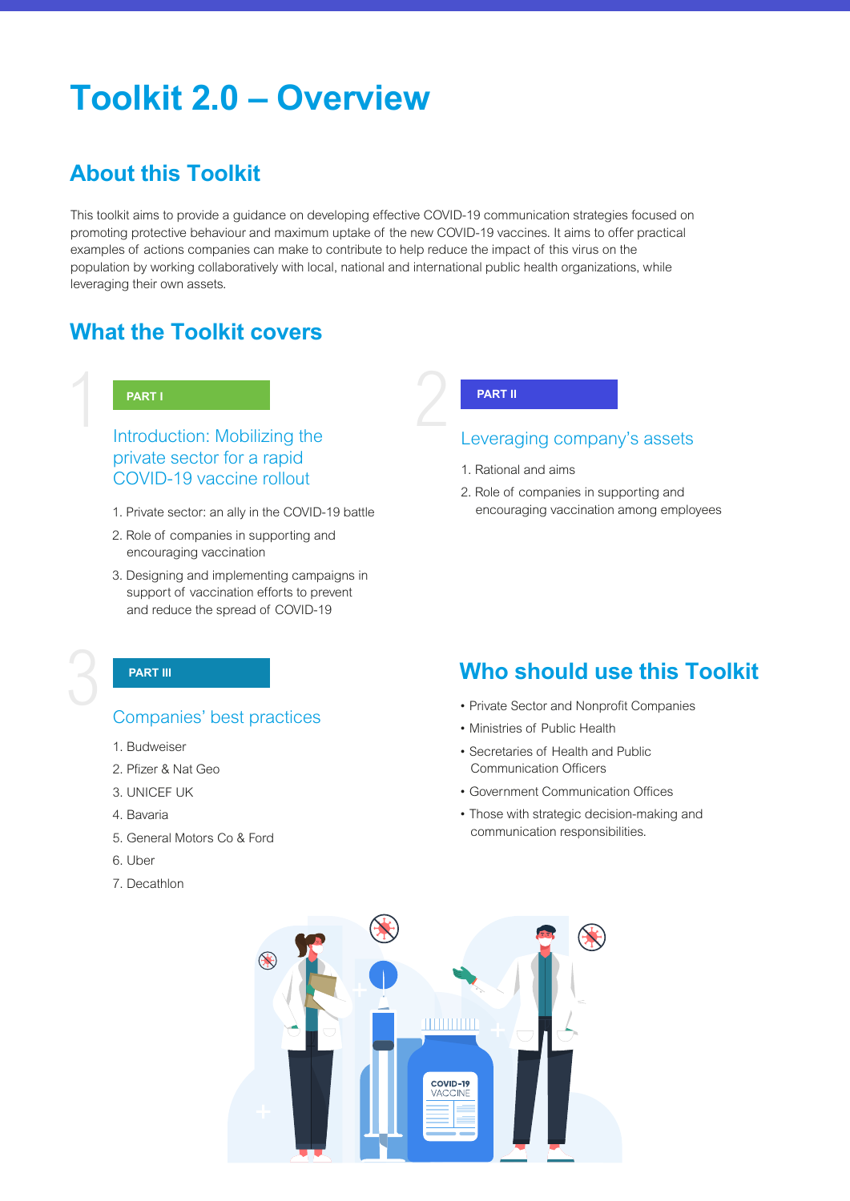# Toolkit 2.0 – Overview

## About this Toolkit

This toolkit aims to provide a guidance on developing effective COVID-19 communication strategies focused on promoting protective behaviour and maximum uptake of the new COVID-19 vaccines. It aims to offer practical examples of actions companies can make to contribute to help reduce the impact of this virus on the population by working collaboratively with local, national and international public health organizations, while leveraging their own assets.

## What the Toolkit covers

1

**PART I**

### Introduction: Mobilizing the private sector for a rapid COVID-19 vaccine rollout

1. Private sector: an ally in the COVID-19 battle
2. Role of companies in supporting and encouraging vaccination
3. Designing and implementing campaigns in support of vaccination efforts to prevent and reduce the spread of COVID-19

2

**PART II**

### Leveraging company's assets

1. Rational and aims
2. Role of companies in supporting and encouraging vaccination among employees

3

**PART III**

### Companies' best practices

1. Budweiser
2. Pfizer & Nat Geo
3. UNICEF UK
4. Bavaria
5. General Motors Co & Ford
6. Uber
7. Decathlon

## Who should use this Toolkit

- Private Sector and Nonprofit Companies
- Ministries of Public Health
- Secretaries of Health and Public Communication Officers
- Government Communication Offices
- Those with strategic decision-making and communication responsibilities.